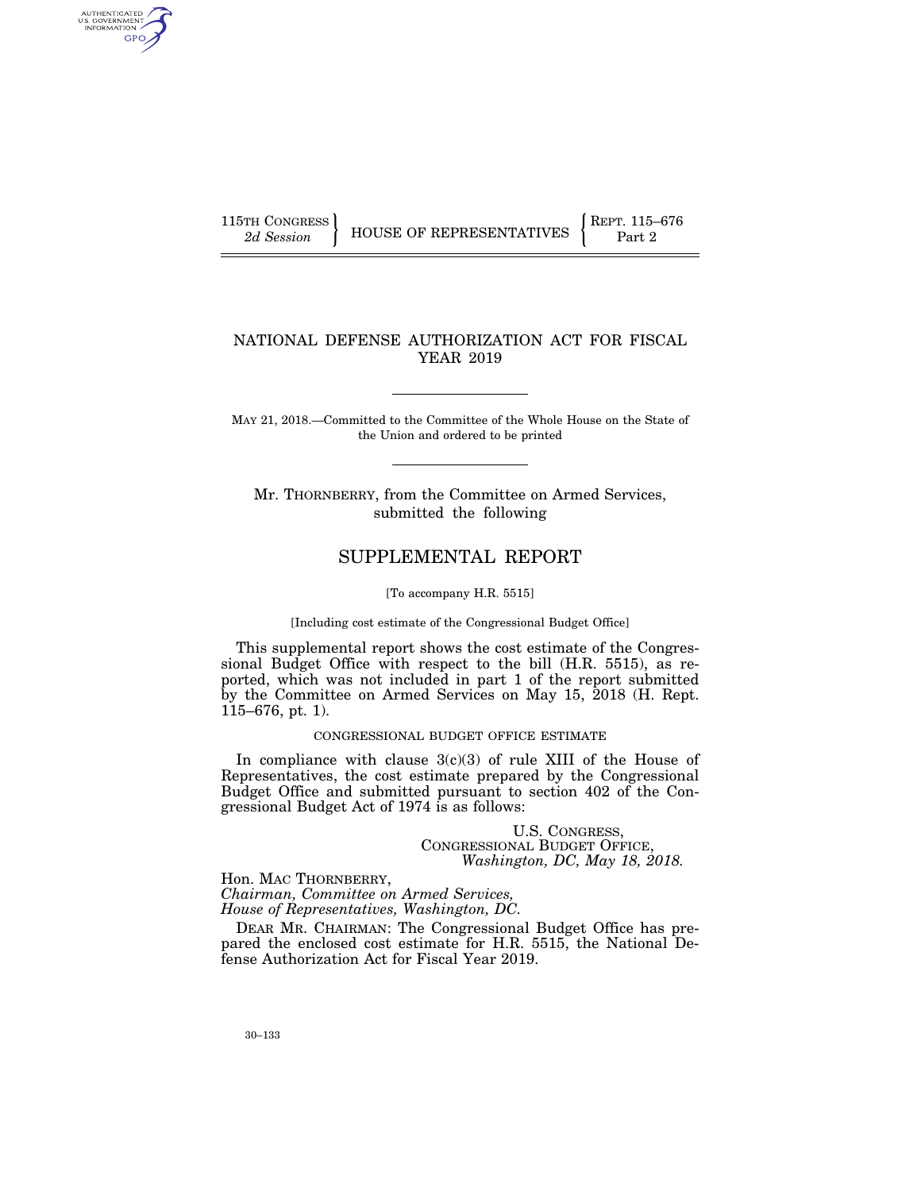115TH CONGRESS
*2d Session*

HOUSE OF REPRESENTATIVES

REPT. 115–676
Part 2

# NATIONAL DEFENSE AUTHORIZATION ACT FOR FISCAL YEAR 2019

MAY 21, 2018.—Committed to the Committee of the Whole House on the State of the Union and ordered to be printed

Mr. THORNBERRY, from the Committee on Armed Services, submitted the following

## SUPPLEMENTAL REPORT

[To accompany H.R. 5515]

[Including cost estimate of the Congressional Budget Office]

This supplemental report shows the cost estimate of the Congressional Budget Office with respect to the bill (H.R. 5515), as reported, which was not included in part 1 of the report submitted by the Committee on Armed Services on May 15, 2018 (H. Rept. 115–676, pt. 1).

### CONGRESSIONAL BUDGET OFFICE ESTIMATE

In compliance with clause 3(c)(3) of rule XIII of the House of Representatives, the cost estimate prepared by the Congressional Budget Office and submitted pursuant to section 402 of the Congressional Budget Act of 1974 is as follows:

U.S. CONGRESS,
CONGRESSIONAL BUDGET OFFICE,
*Washington, DC, May 18, 2018.*

Hon. MAC THORNBERRY,
*Chairman, Committee on Armed Services,*
*House of Representatives, Washington, DC.*

DEAR MR. CHAIRMAN: The Congressional Budget Office has prepared the enclosed cost estimate for H.R. 5515, the National Defense Authorization Act for Fiscal Year 2019.

30–133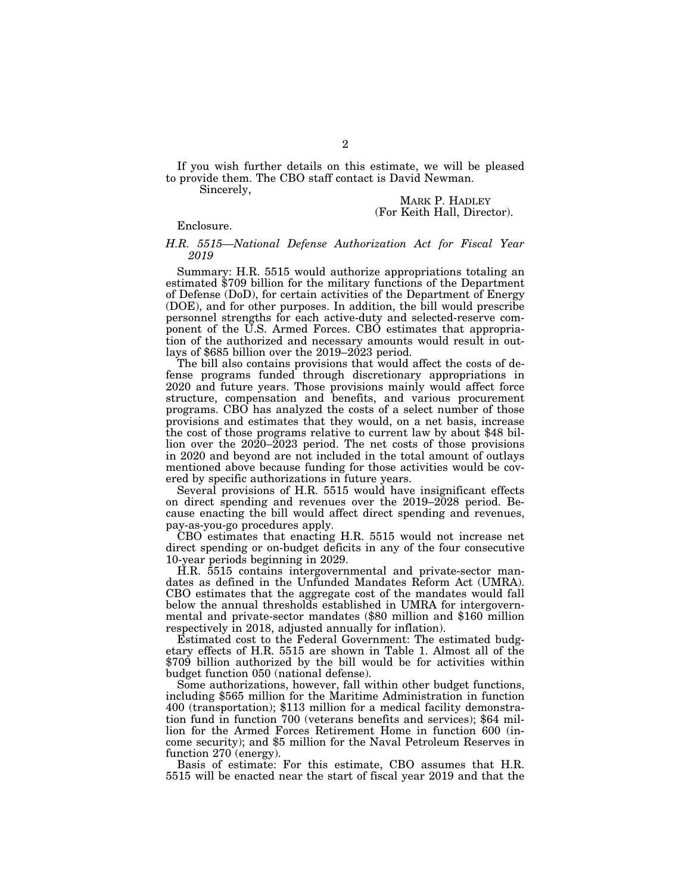If you wish further details on this estimate, we will be pleased to provide them. The CBO staff contact is David Newman.

Sincerely,

MARK P. HADLEY
(For Keith Hall, Director).

Enclosure.

*H.R. 5515—National Defense Authorization Act for Fiscal Year 2019*

Summary: H.R. 5515 would authorize appropriations totaling an estimated $709 billion for the military functions of the Department of Defense (DoD), for certain activities of the Department of Energy (DOE), and for other purposes. In addition, the bill would prescribe personnel strengths for each active-duty and selected-reserve component of the U.S. Armed Forces. CBO estimates that appropriation of the authorized and necessary amounts would result in outlays of $685 billion over the 2019–2023 period.

The bill also contains provisions that would affect the costs of defense programs funded through discretionary appropriations in 2020 and future years. Those provisions mainly would affect force structure, compensation and benefits, and various procurement programs. CBO has analyzed the costs of a select number of those provisions and estimates that they would, on a net basis, increase the cost of those programs relative to current law by about $48 billion over the 2020–2023 period. The net costs of those provisions in 2020 and beyond are not included in the total amount of outlays mentioned above because funding for those activities would be covered by specific authorizations in future years.

Several provisions of H.R. 5515 would have insignificant effects on direct spending and revenues over the 2019–2028 period. Because enacting the bill would affect direct spending and revenues, pay-as-you-go procedures apply.

CBO estimates that enacting H.R. 5515 would not increase net direct spending or on-budget deficits in any of the four consecutive 10-year periods beginning in 2029.

H.R. 5515 contains intergovernmental and private-sector mandates as defined in the Unfunded Mandates Reform Act (UMRA). CBO estimates that the aggregate cost of the mandates would fall below the annual thresholds established in UMRA for intergovernmental and private-sector mandates ($80 million and $160 million respectively in 2018, adjusted annually for inflation).

Estimated cost to the Federal Government: The estimated budgetary effects of H.R. 5515 are shown in Table 1. Almost all of the $709 billion authorized by the bill would be for activities within budget function 050 (national defense).

Some authorizations, however, fall within other budget functions, including $565 million for the Maritime Administration in function 400 (transportation); $113 million for a medical facility demonstration fund in function 700 (veterans benefits and services); $64 million for the Armed Forces Retirement Home in function 600 (income security); and $5 million for the Naval Petroleum Reserves in function 270 (energy).

Basis of estimate: For this estimate, CBO assumes that H.R. 5515 will be enacted near the start of fiscal year 2019 and that the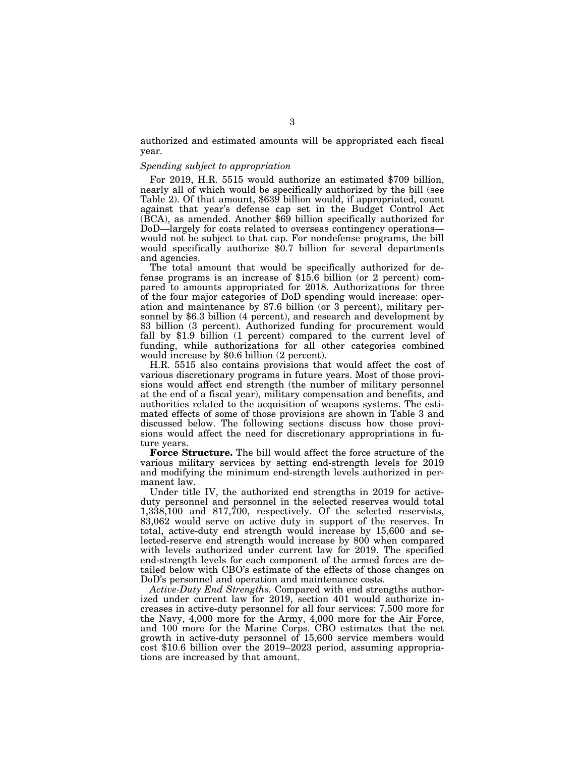authorized and estimated amounts will be appropriated each fiscal year.

*Spending subject to appropriation*

For 2019, H.R. 5515 would authorize an estimated $709 billion, nearly all of which would be specifically authorized by the bill (see Table 2). Of that amount, $639 billion would, if appropriated, count against that year's defense cap set in the Budget Control Act (BCA), as amended. Another $69 billion specifically authorized for DoD—largely for costs related to overseas contingency operations—would not be subject to that cap. For nondefense programs, the bill would specifically authorize $0.7 billion for several departments and agencies.

The total amount that would be specifically authorized for defense programs is an increase of $15.6 billion (or 2 percent) compared to amounts appropriated for 2018. Authorizations for three of the four major categories of DoD spending would increase: operation and maintenance by $7.6 billion (or 3 percent), military personnel by $6.3 billion (4 percent), and research and development by $3 billion (3 percent). Authorized funding for procurement would fall by $1.9 billion (1 percent) compared to the current level of funding, while authorizations for all other categories combined would increase by $0.6 billion (2 percent).

H.R. 5515 also contains provisions that would affect the cost of various discretionary programs in future years. Most of those provisions would affect end strength (the number of military personnel at the end of a fiscal year), military compensation and benefits, and authorities related to the acquisition of weapons systems. The estimated effects of some of those provisions are shown in Table 3 and discussed below. The following sections discuss how those provisions would affect the need for discretionary appropriations in future years.

**Force Structure.** The bill would affect the force structure of the various military services by setting end-strength levels for 2019 and modifying the minimum end-strength levels authorized in permanent law.

Under title IV, the authorized end strengths in 2019 for active-duty personnel and personnel in the selected reserves would total 1,338,100 and 817,700, respectively. Of the selected reservists, 83,062 would serve on active duty in support of the reserves. In total, active-duty end strength would increase by 15,600 and selected-reserve end strength would increase by 800 when compared with levels authorized under current law for 2019. The specified end-strength levels for each component of the armed forces are detailed below with CBO's estimate of the effects of those changes on DoD's personnel and operation and maintenance costs.

*Active-Duty End Strengths.* Compared with end strengths authorized under current law for 2019, section 401 would authorize increases in active-duty personnel for all four services: 7,500 more for the Navy, 4,000 more for the Army, 4,000 more for the Air Force, and 100 more for the Marine Corps. CBO estimates that the net growth in active-duty personnel of 15,600 service members would cost $10.6 billion over the 2019–2023 period, assuming appropriations are increased by that amount.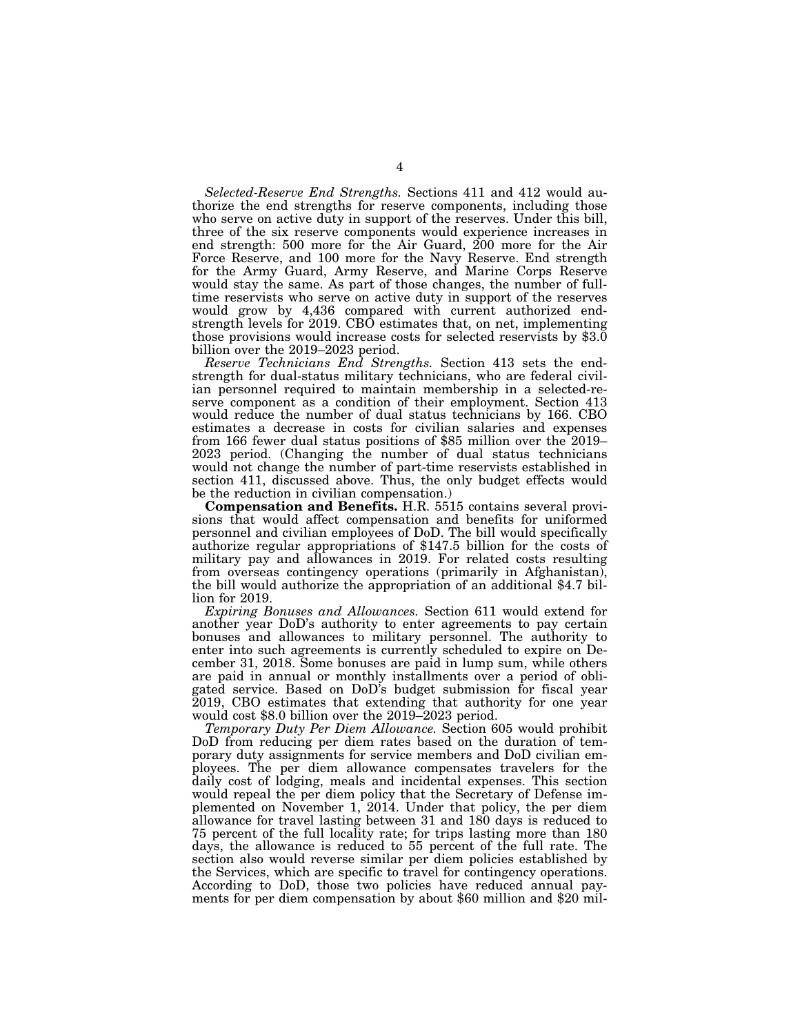*Selected-Reserve End Strengths.* Sections 411 and 412 would authorize the end strengths for reserve components, including those who serve on active duty in support of the reserves. Under this bill, three of the six reserve components would experience increases in end strength: 500 more for the Air Guard, 200 more for the Air Force Reserve, and 100 more for the Navy Reserve. End strength for the Army Guard, Army Reserve, and Marine Corps Reserve would stay the same. As part of those changes, the number of full-time reservists who serve on active duty in support of the reserves would grow by 4,436 compared with current authorized end-strength levels for 2019. CBO estimates that, on net, implementing those provisions would increase costs for selected reservists by $3.0 billion over the 2019–2023 period.

*Reserve Technicians End Strengths.* Section 413 sets the end-strength for dual-status military technicians, who are federal civilian personnel required to maintain membership in a selected-reserve component as a condition of their employment. Section 413 would reduce the number of dual status technicians by 166. CBO estimates a decrease in costs for civilian salaries and expenses from 166 fewer dual status positions of $85 million over the 2019–2023 period. (Changing the number of dual status technicians would not change the number of part-time reservists established in section 411, discussed above. Thus, the only budget effects would be the reduction in civilian compensation.)

**Compensation and Benefits.** H.R. 5515 contains several provisions that would affect compensation and benefits for uniformed personnel and civilian employees of DoD. The bill would specifically authorize regular appropriations of $147.5 billion for the costs of military pay and allowances in 2019. For related costs resulting from overseas contingency operations (primarily in Afghanistan), the bill would authorize the appropriation of an additional $4.7 billion for 2019.

*Expiring Bonuses and Allowances.* Section 611 would extend for another year DoD's authority to enter agreements to pay certain bonuses and allowances to military personnel. The authority to enter into such agreements is currently scheduled to expire on December 31, 2018. Some bonuses are paid in lump sum, while others are paid in annual or monthly installments over a period of obligated service. Based on DoD's budget submission for fiscal year 2019, CBO estimates that extending that authority for one year would cost $8.0 billion over the 2019–2023 period.

*Temporary Duty Per Diem Allowance.* Section 605 would prohibit DoD from reducing per diem rates based on the duration of temporary duty assignments for service members and DoD civilian employees. The per diem allowance compensates travelers for the daily cost of lodging, meals and incidental expenses. This section would repeal the per diem policy that the Secretary of Defense implemented on November 1, 2014. Under that policy, the per diem allowance for travel lasting between 31 and 180 days is reduced to 75 percent of the full locality rate; for trips lasting more than 180 days, the allowance is reduced to 55 percent of the full rate. The section also would reverse similar per diem policies established by the Services, which are specific to travel for contingency operations. According to DoD, those two policies have reduced annual payments for per diem compensation by about $60 million and $20 mil-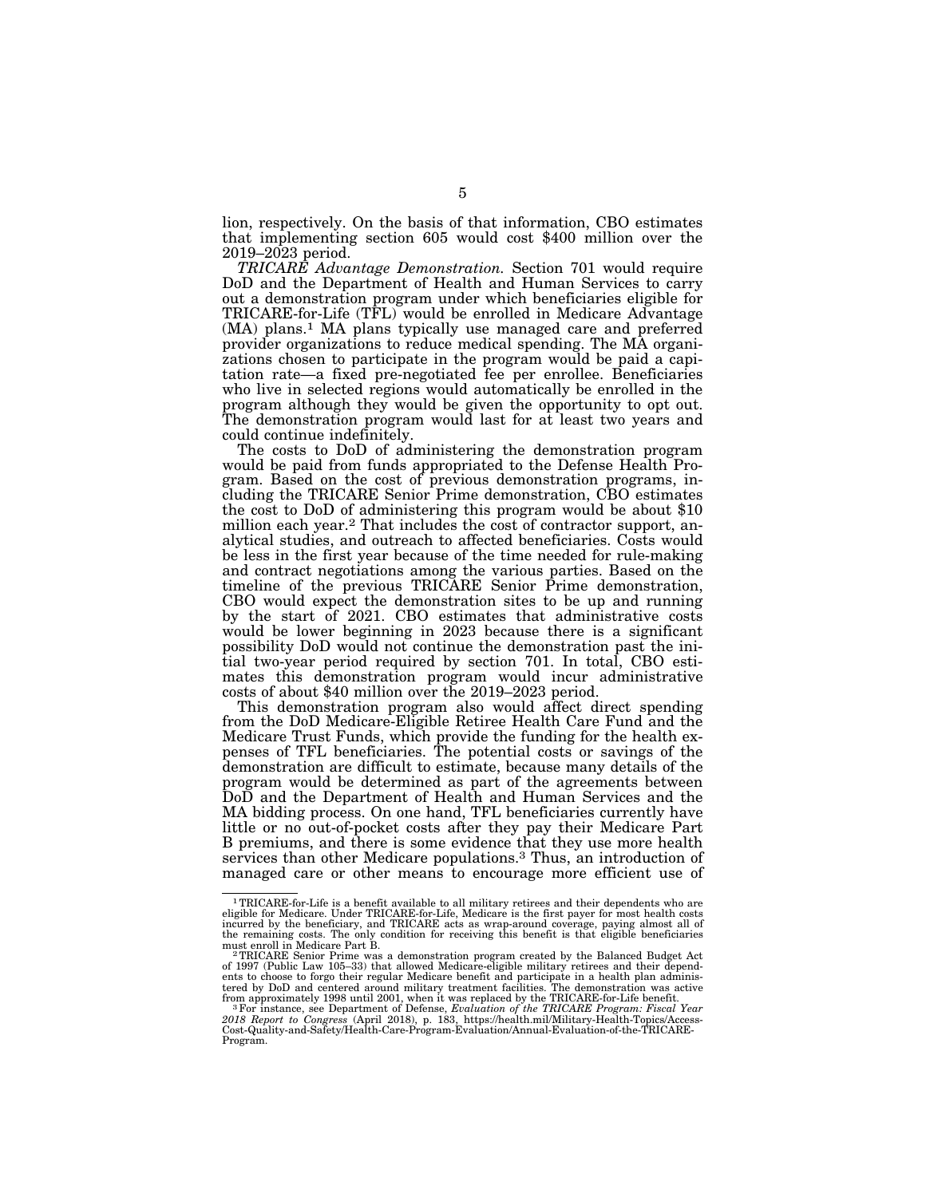lion, respectively. On the basis of that information, CBO estimates that implementing section 605 would cost $400 million over the 2019–2023 period.

*TRICARE Advantage Demonstration.* Section 701 would require DoD and the Department of Health and Human Services to carry out a demonstration program under which beneficiaries eligible for TRICARE-for-Life (TFL) would be enrolled in Medicare Advantage (MA) plans.[1] MA plans typically use managed care and preferred provider organizations to reduce medical spending. The MA organizations chosen to participate in the program would be paid a capitation rate—a fixed pre-negotiated fee per enrollee. Beneficiaries who live in selected regions would automatically be enrolled in the program although they would be given the opportunity to opt out. The demonstration program would last for at least two years and could continue indefinitely.

The costs to DoD of administering the demonstration program would be paid from funds appropriated to the Defense Health Program. Based on the cost of previous demonstration programs, including the TRICARE Senior Prime demonstration, CBO estimates the cost to DoD of administering this program would be about $10 million each year.[2] That includes the cost of contractor support, analytical studies, and outreach to affected beneficiaries. Costs would be less in the first year because of the time needed for rule-making and contract negotiations among the various parties. Based on the timeline of the previous TRICARE Senior Prime demonstration, CBO would expect the demonstration sites to be up and running by the start of 2021. CBO estimates that administrative costs would be lower beginning in 2023 because there is a significant possibility DoD would not continue the demonstration past the initial two-year period required by section 701. In total, CBO estimates this demonstration program would incur administrative costs of about $40 million over the 2019–2023 period.

This demonstration program also would affect direct spending from the DoD Medicare-Eligible Retiree Health Care Fund and the Medicare Trust Funds, which provide the funding for the health expenses of TFL beneficiaries. The potential costs or savings of the demonstration are difficult to estimate, because many details of the program would be determined as part of the agreements between DoD and the Department of Health and Human Services and the MA bidding process. On one hand, TFL beneficiaries currently have little or no out-of-pocket costs after they pay their Medicare Part B premiums, and there is some evidence that they use more health services than other Medicare populations.[3] Thus, an introduction of managed care or other means to encourage more efficient use of

---

[1] TRICARE-for-Life is a benefit available to all military retirees and their dependents who are eligible for Medicare. Under TRICARE-for-Life, Medicare is the first payer for most health costs incurred by the beneficiary, and TRICARE acts as wrap-around coverage, paying almost all of the remaining costs. The only condition for receiving this benefit is that eligible beneficiaries must enroll in Medicare Part B.

[2] TRICARE Senior Prime was a demonstration program created by the Balanced Budget Act of 1997 (Public Law 105–33) that allowed Medicare-eligible military retirees and their dependents to choose to forgo their regular Medicare benefit and participate in a health plan administered by DoD and centered around military treatment facilities. The demonstration was active from approximately 1998 until 2001, when it was replaced by the TRICARE-for-Life benefit.

[3] For instance, see Department of Defense, *Evaluation of the TRICARE Program: Fiscal Year 2018 Report to Congress* (April 2018), p. 183, https://health.mil/Military-Health-Topics/Access-Cost-Quality-and-Safety/Health-Care-Program-Evaluation/Annual-Evaluation-of-the-TRICARE-Program.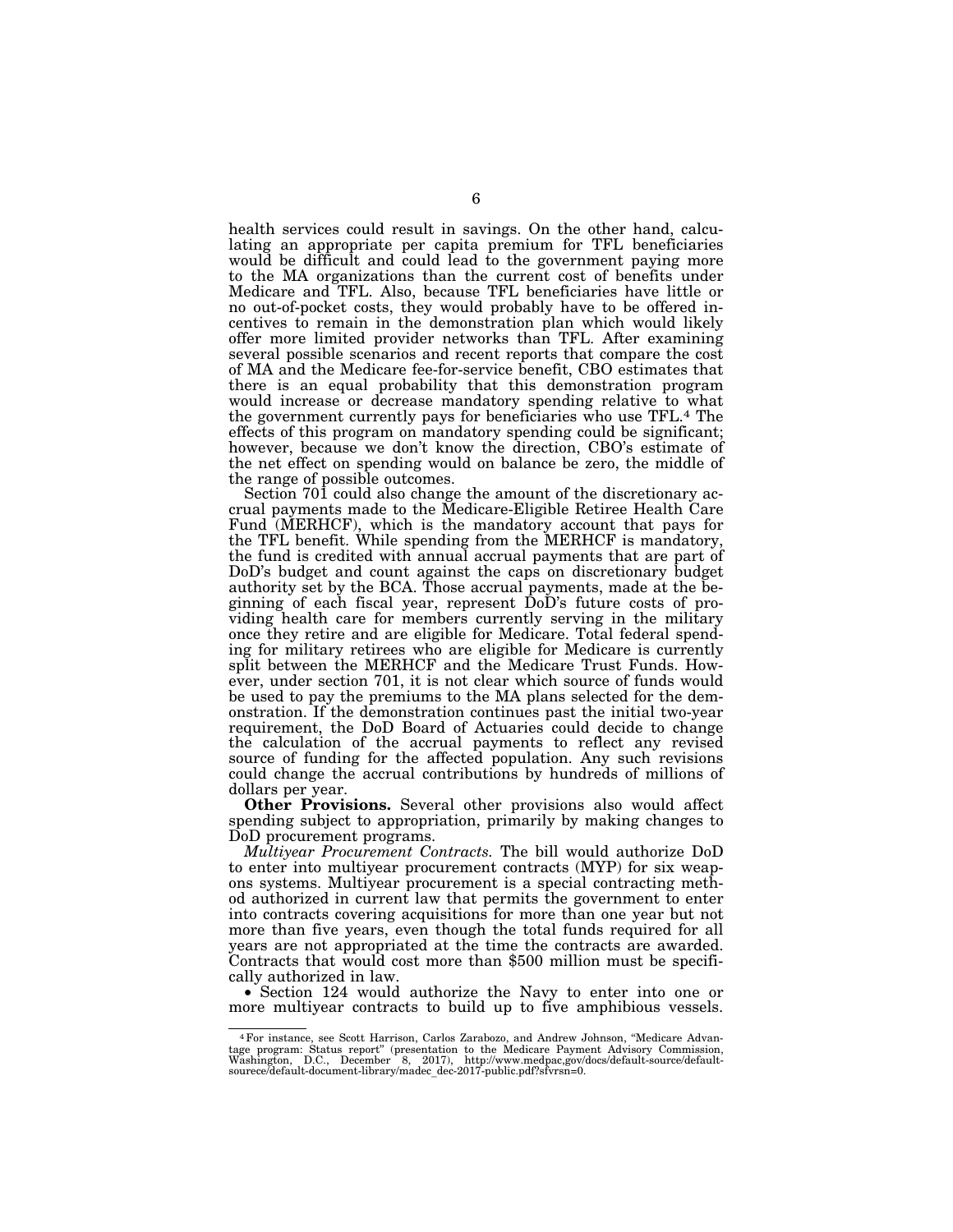health services could result in savings. On the other hand, calculating an appropriate per capita premium for TFL beneficiaries would be difficult and could lead to the government paying more to the MA organizations than the current cost of benefits under Medicare and TFL. Also, because TFL beneficiaries have little or no out-of-pocket costs, they would probably have to be offered incentives to remain in the demonstration plan which would likely offer more limited provider networks than TFL. After examining several possible scenarios and recent reports that compare the cost of MA and the Medicare fee-for-service benefit, CBO estimates that there is an equal probability that this demonstration program would increase or decrease mandatory spending relative to what the government currently pays for beneficiaries who use TFL.[4] The effects of this program on mandatory spending could be significant; however, because we don't know the direction, CBO's estimate of the net effect on spending would on balance be zero, the middle of the range of possible outcomes.

Section 701 could also change the amount of the discretionary accrual payments made to the Medicare-Eligible Retiree Health Care Fund (MERHCF), which is the mandatory account that pays for the TFL benefit. While spending from the MERHCF is mandatory, the fund is credited with annual accrual payments that are part of DoD's budget and count against the caps on discretionary budget authority set by the BCA. Those accrual payments, made at the beginning of each fiscal year, represent DoD's future costs of providing health care for members currently serving in the military once they retire and are eligible for Medicare. Total federal spending for military retirees who are eligible for Medicare is currently split between the MERHCF and the Medicare Trust Funds. However, under section 701, it is not clear which source of funds would be used to pay the premiums to the MA plans selected for the demonstration. If the demonstration continues past the initial two-year requirement, the DoD Board of Actuaries could decide to change the calculation of the accrual payments to reflect any revised source of funding for the affected population. Any such revisions could change the accrual contributions by hundreds of millions of dollars per year.

**Other Provisions.** Several other provisions also would affect spending subject to appropriation, primarily by making changes to DoD procurement programs.

*Multiyear Procurement Contracts.* The bill would authorize DoD to enter into multiyear procurement contracts (MYP) for six weapons systems. Multiyear procurement is a special contracting method authorized in current law that permits the government to enter into contracts covering acquisitions for more than one year but not more than five years, even though the total funds required for all years are not appropriated at the time the contracts are awarded. Contracts that would cost more than $500 million must be specifically authorized in law.

- Section 124 would authorize the Navy to enter into one or more multiyear contracts to build up to five amphibious vessels.

---

[4] For instance, see Scott Harrison, Carlos Zarabozo, and Andrew Johnson, "Medicare Advantage program: Status report" (presentation to the Medicare Payment Advisory Commission, Washington, D.C., December 8, 2017), http://www.medpac.gov/docs/default-source/default-sourece/default-document-library/madec_dec-2017-public.pdf?sfvrsn=0.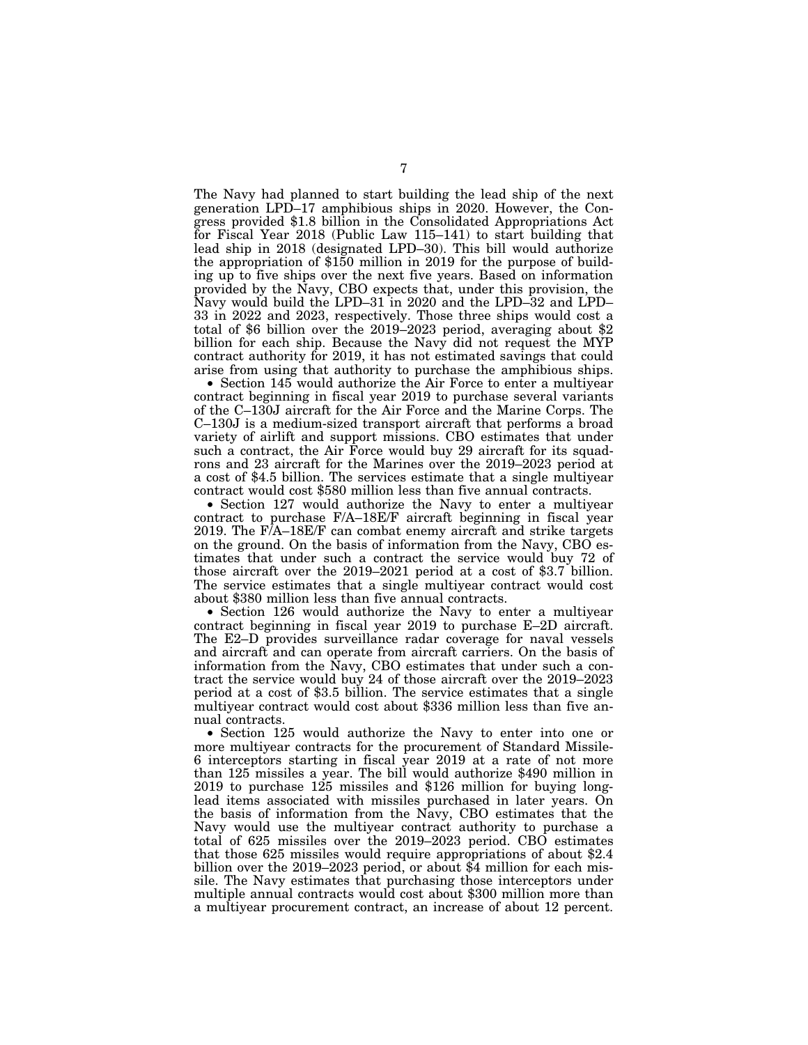The Navy had planned to start building the lead ship of the next generation LPD–17 amphibious ships in 2020. However, the Congress provided $1.8 billion in the Consolidated Appropriations Act for Fiscal Year 2018 (Public Law 115–141) to start building that lead ship in 2018 (designated LPD–30). This bill would authorize the appropriation of $150 million in 2019 for the purpose of building up to five ships over the next five years. Based on information provided by the Navy, CBO expects that, under this provision, the Navy would build the LPD–31 in 2020 and the LPD–32 and LPD–33 in 2022 and 2023, respectively. Those three ships would cost a total of $6 billion over the 2019–2023 period, averaging about $2 billion for each ship. Because the Navy did not request the MYP contract authority for 2019, it has not estimated savings that could arise from using that authority to purchase the amphibious ships.

- Section 145 would authorize the Air Force to enter a multiyear contract beginning in fiscal year 2019 to purchase several variants of the C–130J aircraft for the Air Force and the Marine Corps. The C–130J is a medium-sized transport aircraft that performs a broad variety of airlift and support missions. CBO estimates that under such a contract, the Air Force would buy 29 aircraft for its squadrons and 23 aircraft for the Marines over the 2019–2023 period at a cost of $4.5 billion. The services estimate that a single multiyear contract would cost $580 million less than five annual contracts.
- Section 127 would authorize the Navy to enter a multiyear contract to purchase F/A–18E/F aircraft beginning in fiscal year 2019. The F/A–18E/F can combat enemy aircraft and strike targets on the ground. On the basis of information from the Navy, CBO estimates that under such a contract the service would buy 72 of those aircraft over the 2019–2021 period at a cost of $3.7 billion. The service estimates that a single multiyear contract would cost about $380 million less than five annual contracts.
- Section 126 would authorize the Navy to enter a multiyear contract beginning in fiscal year 2019 to purchase E–2D aircraft. The E2–D provides surveillance radar coverage for naval vessels and aircraft and can operate from aircraft carriers. On the basis of information from the Navy, CBO estimates that under such a contract the service would buy 24 of those aircraft over the 2019–2023 period at a cost of $3.5 billion. The service estimates that a single multiyear contract would cost about $336 million less than five annual contracts.
- Section 125 would authorize the Navy to enter into one or more multiyear contracts for the procurement of Standard Missile-6 interceptors starting in fiscal year 2019 at a rate of not more than 125 missiles a year. The bill would authorize $490 million in 2019 to purchase 125 missiles and $126 million for buying long-lead items associated with missiles purchased in later years. On the basis of information from the Navy, CBO estimates that the Navy would use the multiyear contract authority to purchase a total of 625 missiles over the 2019–2023 period. CBO estimates that those 625 missiles would require appropriations of about $2.4 billion over the 2019–2023 period, or about $4 million for each missile. The Navy estimates that purchasing those interceptors under multiple annual contracts would cost about $300 million more than a multiyear procurement contract, an increase of about 12 percent.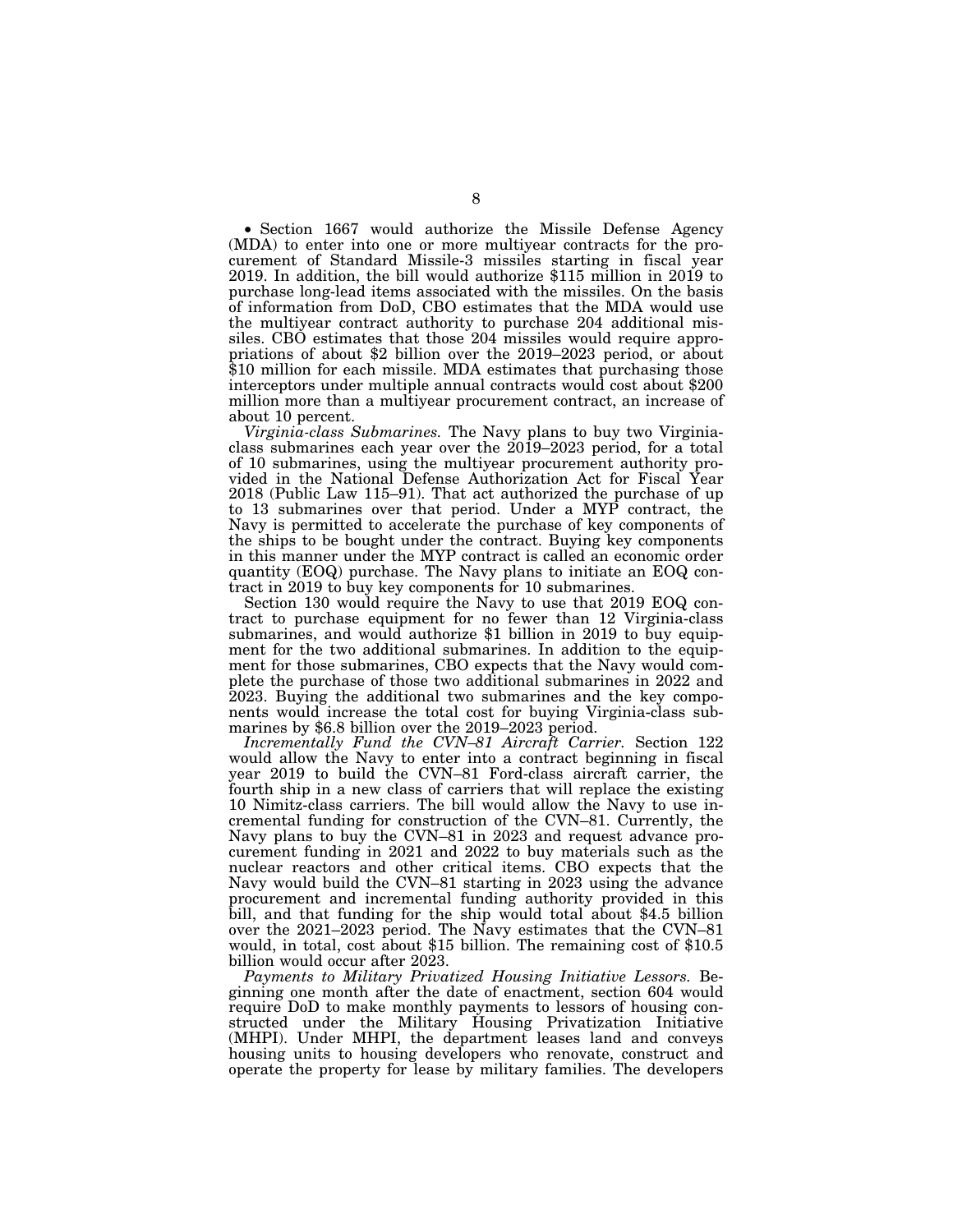• Section 1667 would authorize the Missile Defense Agency (MDA) to enter into one or more multiyear contracts for the procurement of Standard Missile-3 missiles starting in fiscal year 2019. In addition, the bill would authorize $115 million in 2019 to purchase long-lead items associated with the missiles. On the basis of information from DoD, CBO estimates that the MDA would use the multiyear contract authority to purchase 204 additional missiles. CBO estimates that those 204 missiles would require appropriations of about $2 billion over the 2019–2023 period, or about $10 million for each missile. MDA estimates that purchasing those interceptors under multiple annual contracts would cost about $200 million more than a multiyear procurement contract, an increase of about 10 percent.

*Virginia-class Submarines.* The Navy plans to buy two Virginia-class submarines each year over the 2019–2023 period, for a total of 10 submarines, using the multiyear procurement authority provided in the National Defense Authorization Act for Fiscal Year 2018 (Public Law 115–91). That act authorized the purchase of up to 13 submarines over that period. Under a MYP contract, the Navy is permitted to accelerate the purchase of key components of the ships to be bought under the contract. Buying key components in this manner under the MYP contract is called an economic order quantity (EOQ) purchase. The Navy plans to initiate an EOQ contract in 2019 to buy key components for 10 submarines.

Section 130 would require the Navy to use that 2019 EOQ contract to purchase equipment for no fewer than 12 Virginia-class submarines, and would authorize $1 billion in 2019 to buy equipment for the two additional submarines. In addition to the equipment for those submarines, CBO expects that the Navy would complete the purchase of those two additional submarines in 2022 and 2023. Buying the additional two submarines and the key components would increase the total cost for buying Virginia-class submarines by $6.8 billion over the 2019–2023 period.

*Incrementally Fund the CVN–81 Aircraft Carrier.* Section 122 would allow the Navy to enter into a contract beginning in fiscal year 2019 to build the CVN–81 Ford-class aircraft carrier, the fourth ship in a new class of carriers that will replace the existing 10 Nimitz-class carriers. The bill would allow the Navy to use incremental funding for construction of the CVN–81. Currently, the Navy plans to buy the CVN–81 in 2023 and request advance procurement funding in 2021 and 2022 to buy materials such as the nuclear reactors and other critical items. CBO expects that the Navy would build the CVN–81 starting in 2023 using the advance procurement and incremental funding authority provided in this bill, and that funding for the ship would total about $4.5 billion over the 2021–2023 period. The Navy estimates that the CVN–81 would, in total, cost about $15 billion. The remaining cost of $10.5 billion would occur after 2023.

*Payments to Military Privatized Housing Initiative Lessors.* Beginning one month after the date of enactment, section 604 would require DoD to make monthly payments to lessors of housing constructed under the Military Housing Privatization Initiative (MHPI). Under MHPI, the department leases land and conveys housing units to housing developers who renovate, construct and operate the property for lease by military families. The developers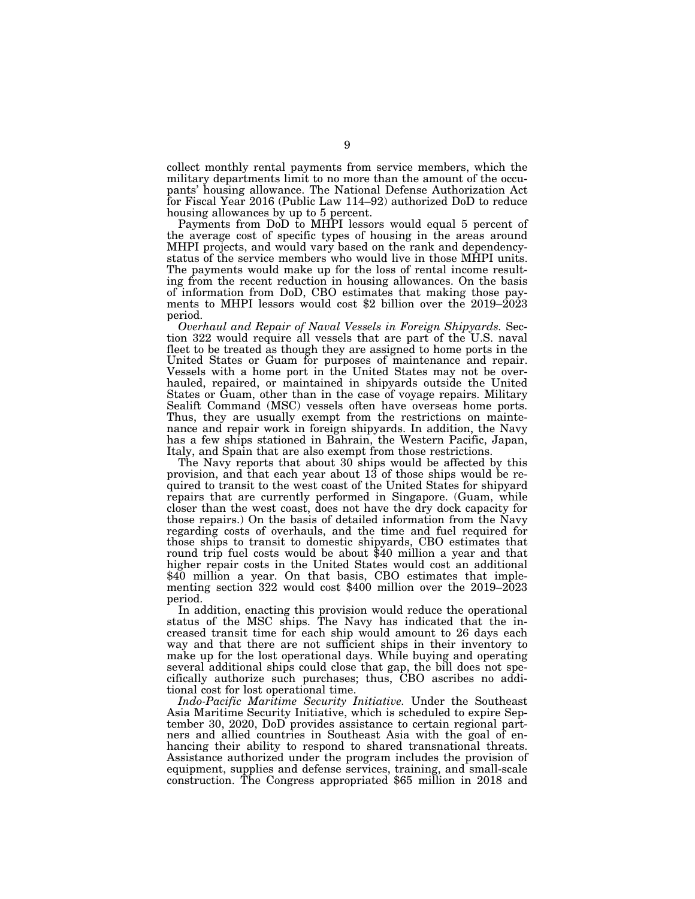collect monthly rental payments from service members, which the military departments limit to no more than the amount of the occupants' housing allowance. The National Defense Authorization Act for Fiscal Year 2016 (Public Law 114–92) authorized DoD to reduce housing allowances by up to 5 percent.

Payments from DoD to MHPI lessors would equal 5 percent of the average cost of specific types of housing in the areas around MHPI projects, and would vary based on the rank and dependency-status of the service members who would live in those MHPI units. The payments would make up for the loss of rental income resulting from the recent reduction in housing allowances. On the basis of information from DoD, CBO estimates that making those payments to MHPI lessors would cost $2 billion over the 2019–2023 period.

*Overhaul and Repair of Naval Vessels in Foreign Shipyards.* Section 322 would require all vessels that are part of the U.S. naval fleet to be treated as though they are assigned to home ports in the United States or Guam for purposes of maintenance and repair. Vessels with a home port in the United States may not be overhauled, repaired, or maintained in shipyards outside the United States or Guam, other than in the case of voyage repairs. Military Sealift Command (MSC) vessels often have overseas home ports. Thus, they are usually exempt from the restrictions on maintenance and repair work in foreign shipyards. In addition, the Navy has a few ships stationed in Bahrain, the Western Pacific, Japan, Italy, and Spain that are also exempt from those restrictions.

The Navy reports that about 30 ships would be affected by this provision, and that each year about 13 of those ships would be required to transit to the west coast of the United States for shipyard repairs that are currently performed in Singapore. (Guam, while closer than the west coast, does not have the dry dock capacity for those repairs.) On the basis of detailed information from the Navy regarding costs of overhauls, and the time and fuel required for those ships to transit to domestic shipyards, CBO estimates that round trip fuel costs would be about $40 million a year and that higher repair costs in the United States would cost an additional $40 million a year. On that basis, CBO estimates that implementing section 322 would cost $400 million over the 2019–2023 period.

In addition, enacting this provision would reduce the operational status of the MSC ships. The Navy has indicated that the increased transit time for each ship would amount to 26 days each way and that there are not sufficient ships in their inventory to make up for the lost operational days. While buying and operating several additional ships could close that gap, the bill does not specifically authorize such purchases; thus, CBO ascribes no additional cost for lost operational time.

*Indo-Pacific Maritime Security Initiative.* Under the Southeast Asia Maritime Security Initiative, which is scheduled to expire September 30, 2020, DoD provides assistance to certain regional partners and allied countries in Southeast Asia with the goal of enhancing their ability to respond to shared transnational threats. Assistance authorized under the program includes the provision of equipment, supplies and defense services, training, and small-scale construction. The Congress appropriated $65 million in 2018 and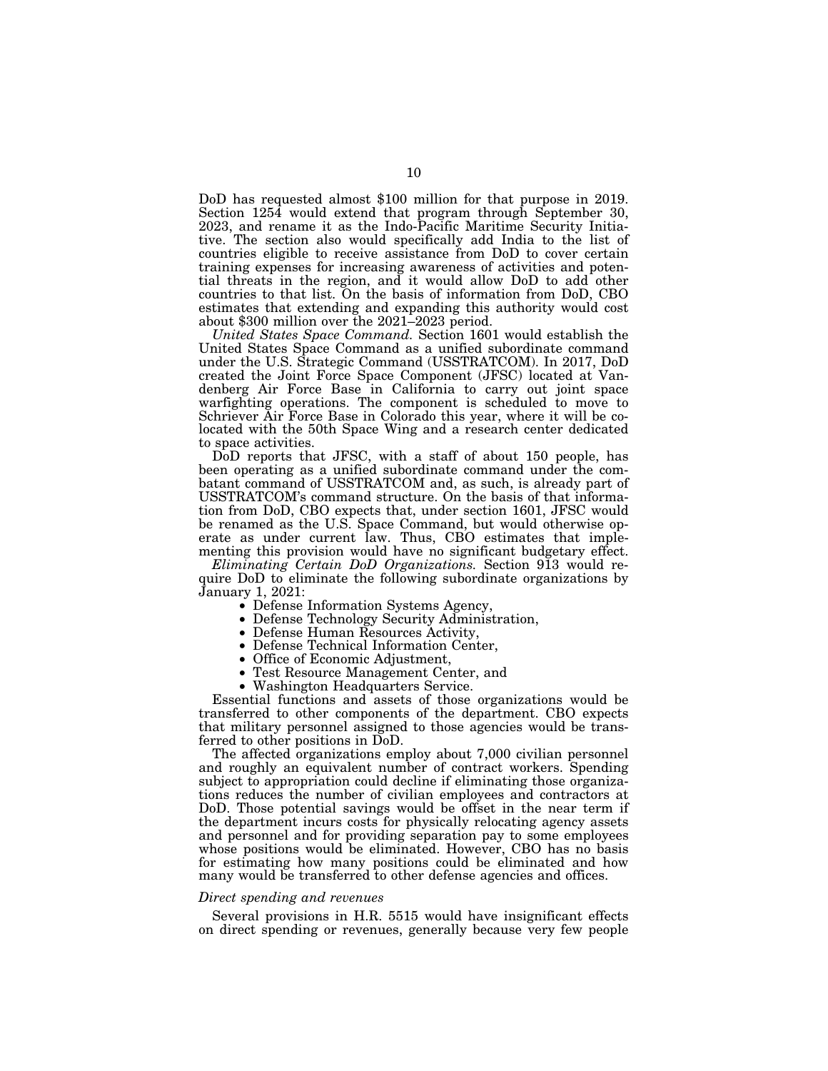DoD has requested almost $100 million for that purpose in 2019. Section 1254 would extend that program through September 30, 2023, and rename it as the Indo-Pacific Maritime Security Initiative. The section also would specifically add India to the list of countries eligible to receive assistance from DoD to cover certain training expenses for increasing awareness of activities and potential threats in the region, and it would allow DoD to add other countries to that list. On the basis of information from DoD, CBO estimates that extending and expanding this authority would cost about $300 million over the 2021–2023 period.

*United States Space Command.* Section 1601 would establish the United States Space Command as a unified subordinate command under the U.S. Strategic Command (USSTRATCOM). In 2017, DoD created the Joint Force Space Component (JFSC) located at Vandenberg Air Force Base in California to carry out joint space warfighting operations. The component is scheduled to move to Schriever Air Force Base in Colorado this year, where it will be co-located with the 50th Space Wing and a research center dedicated to space activities.

DoD reports that JFSC, with a staff of about 150 people, has been operating as a unified subordinate command under the combatant command of USSTRATCOM and, as such, is already part of USSTRATCOM's command structure. On the basis of that information from DoD, CBO expects that, under section 1601, JFSC would be renamed as the U.S. Space Command, but would otherwise operate as under current law. Thus, CBO estimates that implementing this provision would have no significant budgetary effect.

*Eliminating Certain DoD Organizations.* Section 913 would require DoD to eliminate the following subordinate organizations by January 1, 2021:

- Defense Information Systems Agency,
- Defense Technology Security Administration,
- Defense Human Resources Activity,
- Defense Technical Information Center,
- Office of Economic Adjustment,
- Test Resource Management Center, and
- Washington Headquarters Service.

Essential functions and assets of those organizations would be transferred to other components of the department. CBO expects that military personnel assigned to those agencies would be transferred to other positions in DoD.

The affected organizations employ about 7,000 civilian personnel and roughly an equivalent number of contract workers. Spending subject to appropriation could decline if eliminating those organizations reduces the number of civilian employees and contractors at DoD. Those potential savings would be offset in the near term if the department incurs costs for physically relocating agency assets and personnel and for providing separation pay to some employees whose positions would be eliminated. However, CBO has no basis for estimating how many positions could be eliminated and how many would be transferred to other defense agencies and offices.

### *Direct spending and revenues*

Several provisions in H.R. 5515 would have insignificant effects on direct spending or revenues, generally because very few people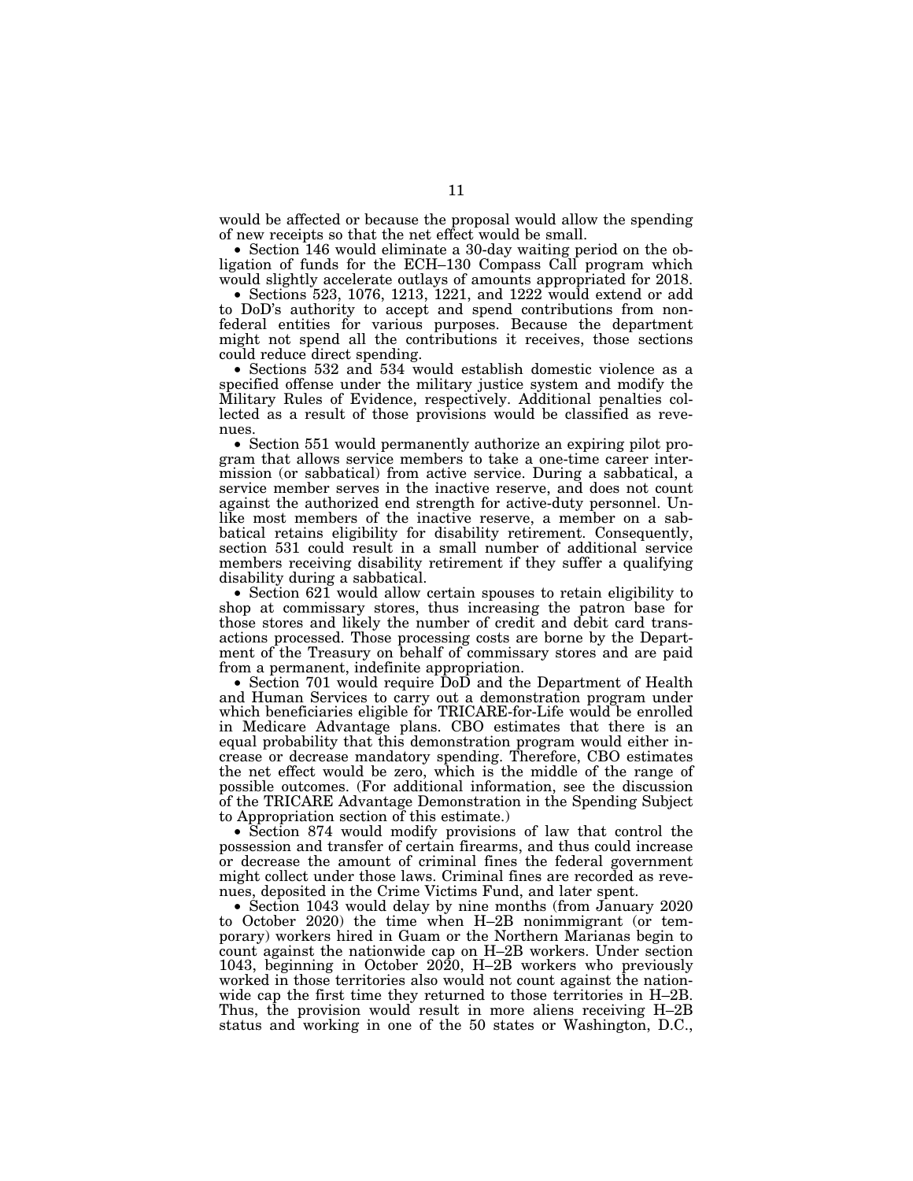would be affected or because the proposal would allow the spending of new receipts so that the net effect would be small.

- Section 146 would eliminate a 30-day waiting period on the obligation of funds for the ECH–130 Compass Call program which would slightly accelerate outlays of amounts appropriated for 2018.
- Sections 523, 1076, 1213, 1221, and 1222 would extend or add to DoD's authority to accept and spend contributions from nonfederal entities for various purposes. Because the department might not spend all the contributions it receives, those sections could reduce direct spending.
- Sections 532 and 534 would establish domestic violence as a specified offense under the military justice system and modify the Military Rules of Evidence, respectively. Additional penalties collected as a result of those provisions would be classified as revenues.
- Section 551 would permanently authorize an expiring pilot program that allows service members to take a one-time career intermission (or sabbatical) from active service. During a sabbatical, a service member serves in the inactive reserve, and does not count against the authorized end strength for active-duty personnel. Unlike most members of the inactive reserve, a member on a sabbatical retains eligibility for disability retirement. Consequently, section 531 could result in a small number of additional service members receiving disability retirement if they suffer a qualifying disability during a sabbatical.
- Section 621 would allow certain spouses to retain eligibility to shop at commissary stores, thus increasing the patron base for those stores and likely the number of credit and debit card transactions processed. Those processing costs are borne by the Department of the Treasury on behalf of commissary stores and are paid from a permanent, indefinite appropriation.
- Section 701 would require DoD and the Department of Health and Human Services to carry out a demonstration program under which beneficiaries eligible for TRICARE-for-Life would be enrolled in Medicare Advantage plans. CBO estimates that there is an equal probability that this demonstration program would either increase or decrease mandatory spending. Therefore, CBO estimates the net effect would be zero, which is the middle of the range of possible outcomes. (For additional information, see the discussion of the TRICARE Advantage Demonstration in the Spending Subject to Appropriation section of this estimate.)
- Section 874 would modify provisions of law that control the possession and transfer of certain firearms, and thus could increase or decrease the amount of criminal fines the federal government might collect under those laws. Criminal fines are recorded as revenues, deposited in the Crime Victims Fund, and later spent.
- Section 1043 would delay by nine months (from January 2020 to October 2020) the time when H–2B nonimmigrant (or temporary) workers hired in Guam or the Northern Marianas begin to count against the nationwide cap on H–2B workers. Under section 1043, beginning in October 2020, H–2B workers who previously worked in those territories also would not count against the nationwide cap the first time they returned to those territories in H–2B. Thus, the provision would result in more aliens receiving H–2B status and working in one of the 50 states or Washington, D.C.,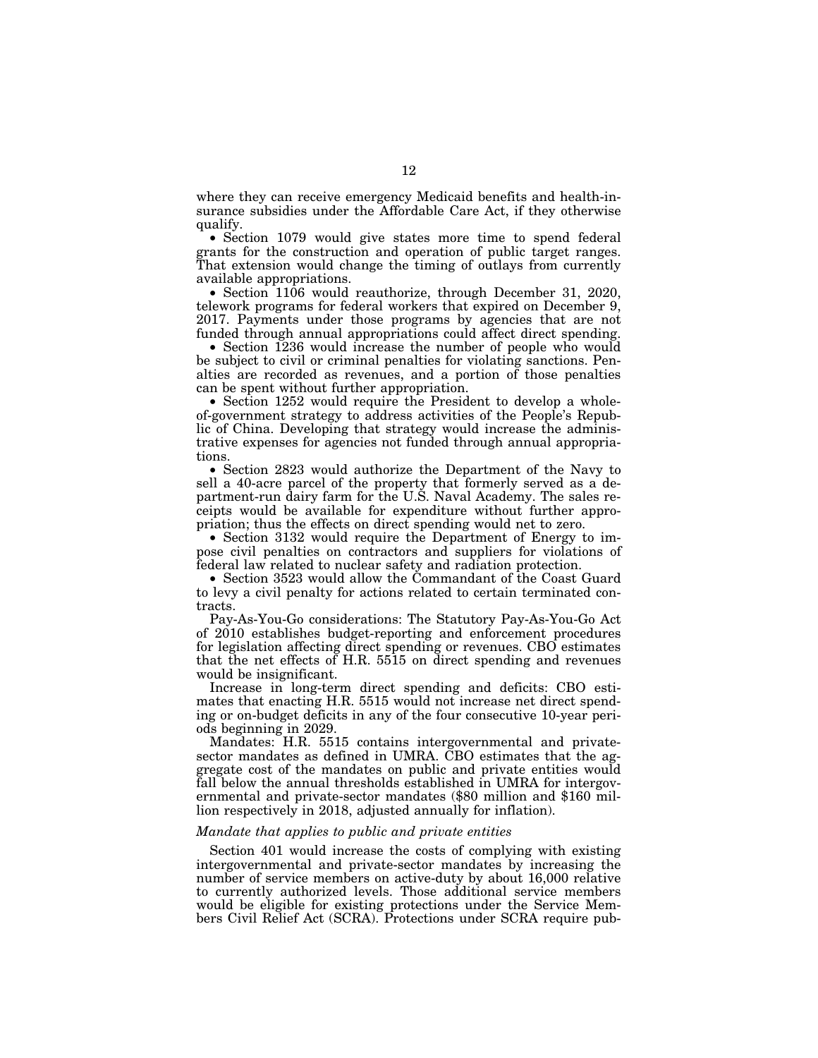where they can receive emergency Medicaid benefits and health-insurance subsidies under the Affordable Care Act, if they otherwise qualify.

- Section 1079 would give states more time to spend federal grants for the construction and operation of public target ranges. That extension would change the timing of outlays from currently available appropriations.
- Section 1106 would reauthorize, through December 31, 2020, telework programs for federal workers that expired on December 9, 2017. Payments under those programs by agencies that are not funded through annual appropriations could affect direct spending.
- Section 1236 would increase the number of people who would be subject to civil or criminal penalties for violating sanctions. Penalties are recorded as revenues, and a portion of those penalties can be spent without further appropriation.
- Section 1252 would require the President to develop a whole-of-government strategy to address activities of the People's Republic of China. Developing that strategy would increase the administrative expenses for agencies not funded through annual appropriations.
- Section 2823 would authorize the Department of the Navy to sell a 40-acre parcel of the property that formerly served as a department-run dairy farm for the U.S. Naval Academy. The sales receipts would be available for expenditure without further appropriation; thus the effects on direct spending would net to zero.
- Section 3132 would require the Department of Energy to impose civil penalties on contractors and suppliers for violations of federal law related to nuclear safety and radiation protection.
- Section 3523 would allow the Commandant of the Coast Guard to levy a civil penalty for actions related to certain terminated contracts.

Pay-As-You-Go considerations: The Statutory Pay-As-You-Go Act of 2010 establishes budget-reporting and enforcement procedures for legislation affecting direct spending or revenues. CBO estimates that the net effects of H.R. 5515 on direct spending and revenues would be insignificant.

Increase in long-term direct spending and deficits: CBO estimates that enacting H.R. 5515 would not increase net direct spending or on-budget deficits in any of the four consecutive 10-year periods beginning in 2029.

Mandates: H.R. 5515 contains intergovernmental and private-sector mandates as defined in UMRA. CBO estimates that the aggregate cost of the mandates on public and private entities would fall below the annual thresholds established in UMRA for intergovernmental and private-sector mandates ($80 million and $160 million respectively in 2018, adjusted annually for inflation).

*Mandate that applies to public and private entities*

Section 401 would increase the costs of complying with existing intergovernmental and private-sector mandates by increasing the number of service members on active-duty by about 16,000 relative to currently authorized levels. Those additional service members would be eligible for existing protections under the Service Members Civil Relief Act (SCRA). Protections under SCRA require pub-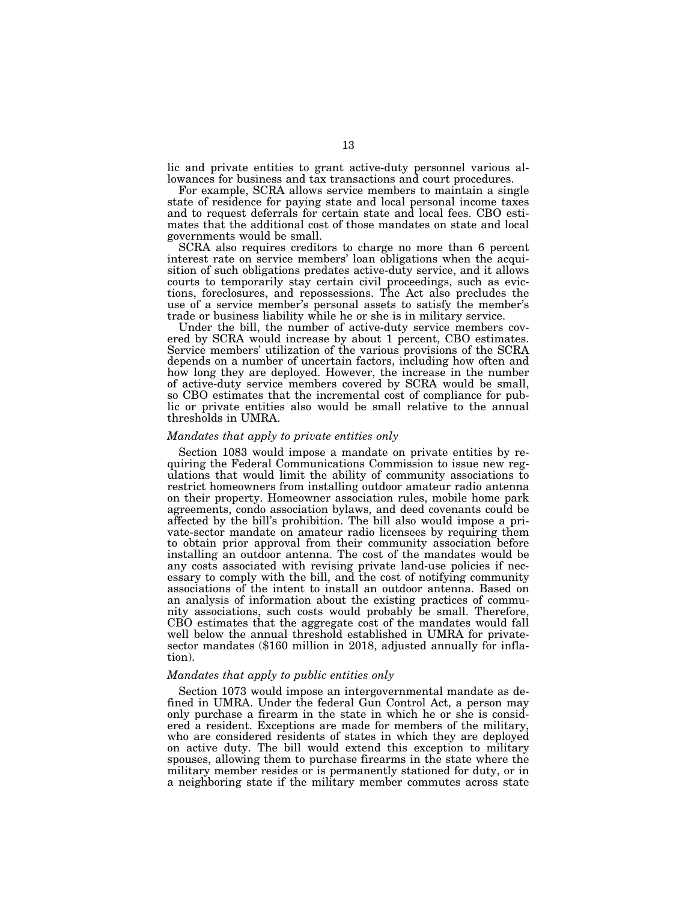lic and private entities to grant active-duty personnel various allowances for business and tax transactions and court procedures.

For example, SCRA allows service members to maintain a single state of residence for paying state and local personal income taxes and to request deferrals for certain state and local fees. CBO estimates that the additional cost of those mandates on state and local governments would be small.

SCRA also requires creditors to charge no more than 6 percent interest rate on service members' loan obligations when the acquisition of such obligations predates active-duty service, and it allows courts to temporarily stay certain civil proceedings, such as evictions, foreclosures, and repossessions. The Act also precludes the use of a service member's personal assets to satisfy the member's trade or business liability while he or she is in military service.

Under the bill, the number of active-duty service members covered by SCRA would increase by about 1 percent, CBO estimates. Service members' utilization of the various provisions of the SCRA depends on a number of uncertain factors, including how often and how long they are deployed. However, the increase in the number of active-duty service members covered by SCRA would be small, so CBO estimates that the incremental cost of compliance for public or private entities also would be small relative to the annual thresholds in UMRA.

*Mandates that apply to private entities only*

Section 1083 would impose a mandate on private entities by requiring the Federal Communications Commission to issue new regulations that would limit the ability of community associations to restrict homeowners from installing outdoor amateur radio antenna on their property. Homeowner association rules, mobile home park agreements, condo association bylaws, and deed covenants could be affected by the bill's prohibition. The bill also would impose a private-sector mandate on amateur radio licensees by requiring them to obtain prior approval from their community association before installing an outdoor antenna. The cost of the mandates would be any costs associated with revising private land-use policies if necessary to comply with the bill, and the cost of notifying community associations of the intent to install an outdoor antenna. Based on an analysis of information about the existing practices of community associations, such costs would probably be small. Therefore, CBO estimates that the aggregate cost of the mandates would fall well below the annual threshold established in UMRA for private-sector mandates ($160 million in 2018, adjusted annually for inflation).

*Mandates that apply to public entities only*

Section 1073 would impose an intergovernmental mandate as defined in UMRA. Under the federal Gun Control Act, a person may only purchase a firearm in the state in which he or she is considered a resident. Exceptions are made for members of the military, who are considered residents of states in which they are deployed on active duty. The bill would extend this exception to military spouses, allowing them to purchase firearms in the state where the military member resides or is permanently stationed for duty, or in a neighboring state if the military member commutes across state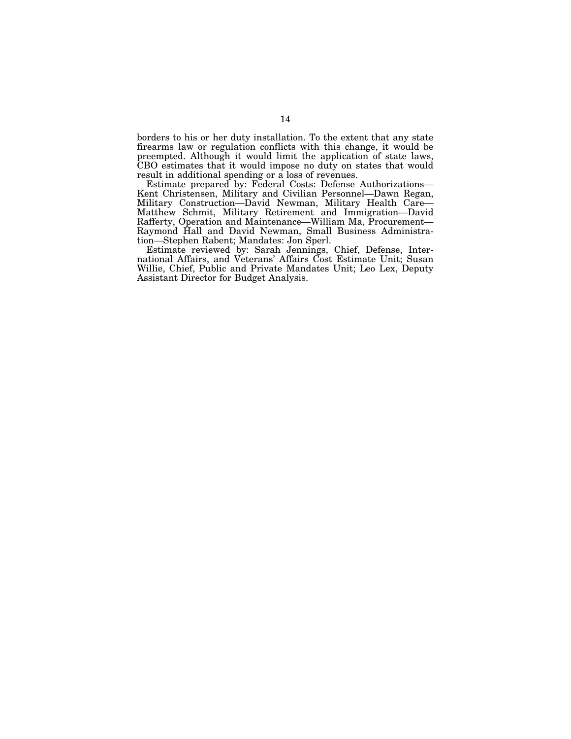borders to his or her duty installation. To the extent that any state firearms law or regulation conflicts with this change, it would be preempted. Although it would limit the application of state laws, CBO estimates that it would impose no duty on states that would result in additional spending or a loss of revenues.

Estimate prepared by: Federal Costs: Defense Authorizations—Kent Christensen, Military and Civilian Personnel—Dawn Regan, Military Construction—David Newman, Military Health Care—Matthew Schmit, Military Retirement and Immigration—David Rafferty, Operation and Maintenance—William Ma, Procurement—Raymond Hall and David Newman, Small Business Administration—Stephen Rabent; Mandates: Jon Sperl.

Estimate reviewed by: Sarah Jennings, Chief, Defense, International Affairs, and Veterans' Affairs Cost Estimate Unit; Susan Willie, Chief, Public and Private Mandates Unit; Leo Lex, Deputy Assistant Director for Budget Analysis.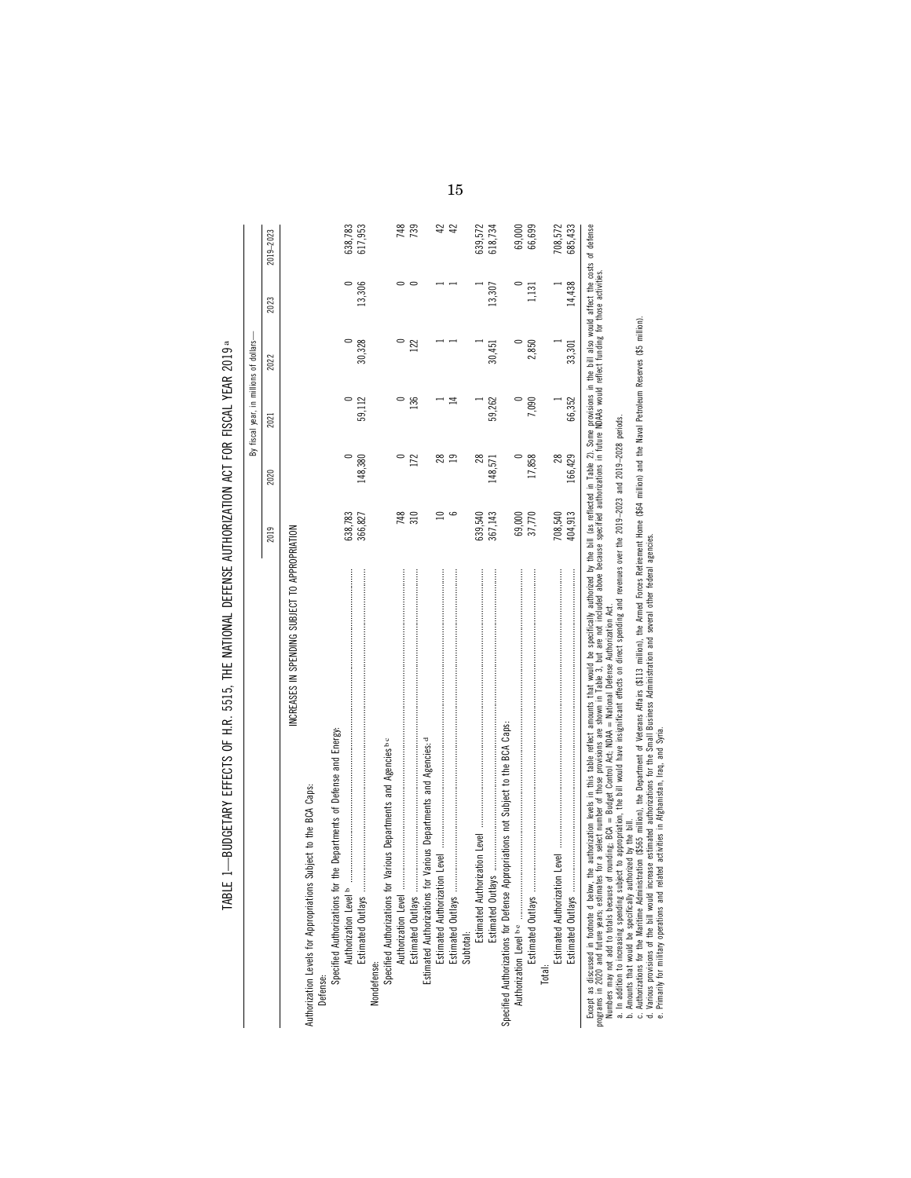# TABLE 1—BUDGETARY EFFECTS OF H.R. 5515, THE NATIONAL DEFENSE AUTHORIZATION ACT FOR FISCAL YEAR 2019 [a]

| | By fiscal year, in millions of dollars— | | | | | |
|---|---|---|---|---|---|---|
| | 2019 | 2020 | 2021 | 2022 | 2023 | 2019–2023 |
| **INCREASES IN SPENDING SUBJECT TO APPROPRIATION** | | | | | | |
| Authorization Levels for Appropriations Subject to the BCA Caps: | | | | | | |
| Defense: | | | | | | |
| Specified Authorizations for the Departments of Defense and Energy: | | | | | | |
| Authorization Level [b] | 638,783 | 0 | 0 | 0 | 0 | 638,783 |
| Estimated Outlays | 366,827 | 148,380 | 59,112 | 30,328 | 13,306 | 617,953 |
| Nondefense: | | | | | | |
| Specified Authorizations for Various Departments and Agencies [b,c] | | | | | | |
| Authorization Level | 748 | 0 | 0 | 0 | 0 | 748 |
| Estimated Outlays | 310 | 172 | 136 | 122 | 0 | 739 |
| Estimated Authorizations for Various Departments and Agencies: [d] | | | | | | |
| Estimated Authorization Level | 10 | 28 | 1 | 1 | 1 | 42 |
| Estimated Outlays | 6 | 19 | 14 | 1 | 1 | 42 |
| Subtotal: | | | | | | |
| Estimated Authorization Level | 639,540 | 28 | 1 | 1 | 1 | 639,572 |
| Estimated Outlays | 367,143 | 148,571 | 59,262 | 30,451 | 13,307 | 618,734 |
| Specified Authorizations for Defense Appropriations not Subject to the BCA Caps: | | | | | | |
| Authorization Level [b,e] | 69,000 | 0 | 0 | 0 | 0 | 69,000 |
| Estimated Outlays | 37,770 | 17,858 | 7,090 | 2,850 | 1,131 | 66,699 |
| Total: | | | | | | |
| Estimated Authorization Level | 708,540 | 28 | 1 | 1 | 1 | 708,572 |
| Estimated Outlays | 404,913 | 166,429 | 66,352 | 33,301 | 14,438 | 685,433 |

Except as discussed in footnote d below, the authorization levels in this table reflect amounts that would be specifically authorized by the bill (as reflected in Table 2). Some provisions in the bill also would affect the costs of defense programs in 2020 and future years; estimates for a select number of those provisions are shown in Table 3, but are not included above because specified authorizations in future NDAAs would reflect funding for those activities.
Numbers may not add to totals because of rounding; BCA = Budget Control Act; NDAA = National Defense Authorization Act.
a. In addition to increasing spending subject to appropriation, the bill would have insignificant effects on direct spending and revenues over the 2019–2023 and 2019–2028 periods.
b. Amounts that would be specifically authorized by the bill.
c. Authorizations for the Maritime Administration ($565 million), the Department of Veterans Affairs ($113 million), the Armed Forces Retirement Home ($64 million) and the Naval Petroleum Reserves ($5 million).
d. Various provisions of the bill would increase estimated authorizations for the Small Business Administration and several other federal agencies.
e. Primarily for military operations and related activities in Afghanistan, Iraq, and Syria.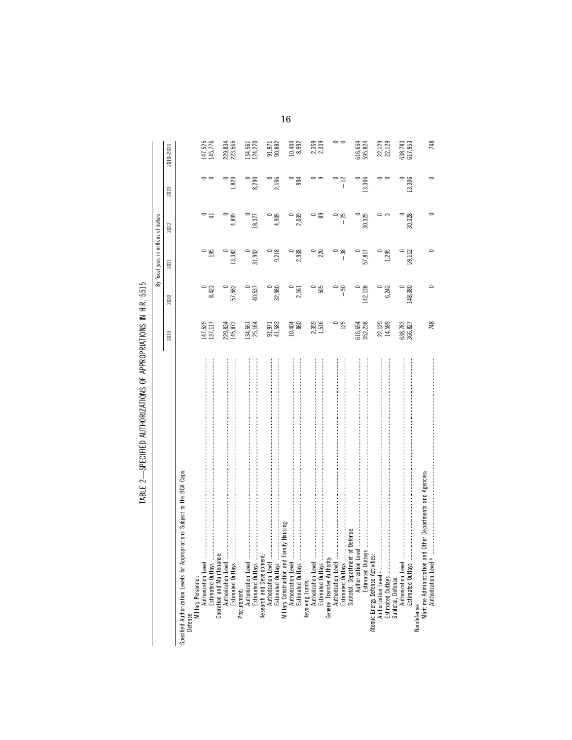# TABLE 2—SPECIFIED AUTHORIZATIONS OF APPROPRIATIONS IN H.R. 5515

| | By fiscal year, in millions of dollars— | | | | | |
|---|---|---|---|---|---|---|
| | 2019 | 2020 | 2021 | 2022 | 2023 | 2019–2023 |
| Specified Authorization Levels for Appropriations Subject to the BCA Caps: | | | | | | |
| Defense: | | | | | | |
| Military Personnel: | | | | | | |
| Authorization Level | 147,525 | 0 | 0 | 0 | 0 | 147,525 |
| Estimated Outlays | 137,117 | 8,423 | 195 | 41 | 0 | 145,776 |
| Operation and Maintenance: | | | | | | |
| Authorization Level | 229,834 | 0 | 0 | 0 | 0 | 229,834 |
| Estimated Outlays | 145,873 | 57,582 | 13,382 | 4,899 | 1,829 | 223,565 |
| Procurement: | | | | | | |
| Authorization Level | 134,561 | 0 | 0 | 0 | 0 | 134,561 |
| Estimated Outlays | 25,164 | 40,537 | 31,902 | 18,377 | 8,290 | 124,270 |
| Research and Development: | | | | | | |
| Authorization Level | 91,971 | 0 | 0 | 0 | 0 | 91,971 |
| Estimated Outlays | 41,583 | 32,980 | 9,218 | 4,905 | 2,196 | 90,882 |
| Military Construction and Family Housing: | | | | | | |
| Authorization Level | 10,404 | 0 | 0 | 0 | 0 | 10,404 |
| Estimated Outlays | 860 | 2,161 | 2,938 | 2,039 | 994 | 8,992 |
| Revolving Funds: | | | | | | |
| Authorization Level | 2,359 | 0 | 0 | 0 | 0 | 2,359 |
| Estimated Outlays | 1,516 | 505 | 220 | 89 | 9 | 2,339 |
| General Transfer Authority: | | | | | | |
| Authorization Level | 0 | 0 | 0 | 0 | 0 | 0 |
| Estimated Outlays | 125 | −50 | −38 | −25 | −12 | 0 |
| Subtotal, Department of Defense: | | | | | | |
| Authorization Level | 616,654 | 0 | 0 | 0 | 0 | 616,654 |
| Estimated Outlays | 352,238 | 142,138 | 57,817 | 30,325 | 13,306 | 595,824 |
| Atomic Energy Defense Activities: | | | | | | |
| Authorization Level [a] | 22,129 | 0 | 0 | 0 | 0 | 22,129 |
| Estimated Outlays | 14,589 | 6,242 | 1,295 | 3 | 0 | 22,129 |
| Subtotal, Defense: | | | | | | |
| Authorization Level | 638,783 | 0 | 0 | 0 | 0 | 638,783 |
| Estimated Outlays | 366,827 | 148,380 | 59,112 | 30,328 | 13,306 | 617,953 |
| Nondefense: | | | | | | |
| Maritime Administration and Other Departments and Agencies: | | | | | | |
| Authorization Level [b] | 748 | 0 | 0 | 0 | 0 | 748 |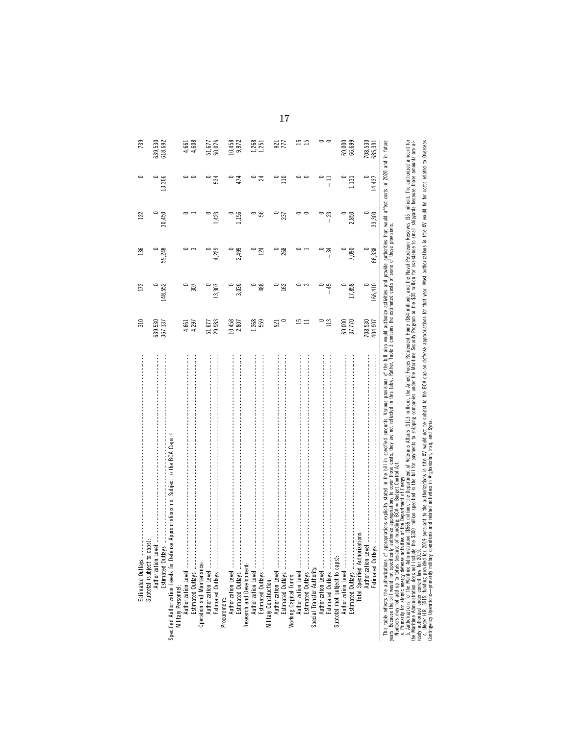| | | | | | | |
|---|---|---|---|---|---|---|
| Estimated Outlays | 310 | 172 | 136 | 122 | 0 | 739 |
| Subtotal (subject to caps): | | | | | | |
| Authorization Level | 639,530 | 0 | 0 | 0 | 0 | 639,530 |
| Estimated Outlays | 367,137 | 148,552 | 59,248 | 30,450 | 13,306 | 618,692 |
| Specified Authorization Levels for Defense Appropriations not Subject to the BCA Caps:[c] | | | | | | |
| Military Personnel: | | | | | | |
| Authorization Level | 4,661 | 0 | 0 | 0 | 0 | 4,661 |
| Estimated Outlays | 4,297 | 307 | 3 | 1 | 0 | 4,608 |
| Operation and Maintenance: | | | | | | |
| Authorization Level | 51,677 | 0 | 0 | 0 | 0 | 51,677 |
| Estimated Outlays | 29,983 | 13,907 | 4,229 | 1,423 | 534 | 50,076 |
| Procurement: | | | | | | |
| Authorization Level | 10,458 | 0 | 0 | 0 | 0 | 10,458 |
| Estimated Outlays | 2,807 | 3,036 | 2,499 | 1,156 | 474 | 9,972 |
| Research and Development: | | | | | | |
| Authorization Level | 1,268 | 0 | 0 | 0 | 0 | 1,268 |
| Estimated Outlays | 559 | 488 | 124 | 56 | 24 | 1,251 |
| Military Construction: | | | | | | |
| Authorization Level | 921 | 0 | 0 | 0 | 0 | 921 |
| Estimated Outlays | 0 | 162 | 268 | 237 | 110 | 777 |
| Working Capital Funds: | | | | | | |
| Authorization Level | 15 | 0 | 0 | 0 | 0 | 15 |
| Estimated Outlays | 11 | 3 | 1 | 0 | 0 | 15 |
| Special Transfer Authority: | | | | | | |
| Authorization Level | 0 | 0 | 0 | 0 | 0 | 0 |
| Estimated Outlays | 113 | −45 | −34 | −23 | −11 | 0 |
| Subtotal (not subject to caps): | | | | | | |
| Authorization Level | 69,000 | 0 | 0 | 0 | 0 | 69,000 |
| Estimated Outlays | 37,770 | 17,858 | 7,090 | 2,850 | 1,131 | 66,699 |
| Total Specified Authorizations: | | | | | | |
| Authorization Level | 708,530 | 0 | 0 | 0 | 0 | 708,530 |
| Estimated Outlays | 404,907 | 166,410 | 66,338 | 33,300 | 14,437 | 685,391 |

This table reflects the authorizations of appropriations explicitly stated in the bill in specified amounts. Various provisions of the bill also would authorize activities and provide authorities that would affect costs in 2020 and in future years. Because the bill would not specifically authorize appropriations to cover those costs, they are not reflected in this table. Rather, Table 3 contains the estimated costs of some of those provisions.

Numbers may not add up to totals because of rounding; BCA = Budget Control Act.

a. Primarily for atomic energy defense activities of the Department of Energy.

b. Authorizations for the Maritime Administration ($565 million), the Department of Veterans Affairs ($113 million), the Armed Forces Retirement Home ($64 million), and the Naval Petroleum Reserves ($5 million). The authorized amount for the Maritime Administration does not include the $300 million specified in the bill for payments to shipping companies under the Maritime Security Program or the $35 million for assistance to small shipyards because those amounts are already authorized under current law for 2019.

c. Under H.R. 5515, funding provided for 2019 pursuant to the authorizations in title XV would not be subject to the BCA cap on defense appropriations for that year. Most authorizations in title XV would be for costs related to Overseas Contingency Operations—primarily military operations and related activities in Afghanistan, Iraq, and Syria.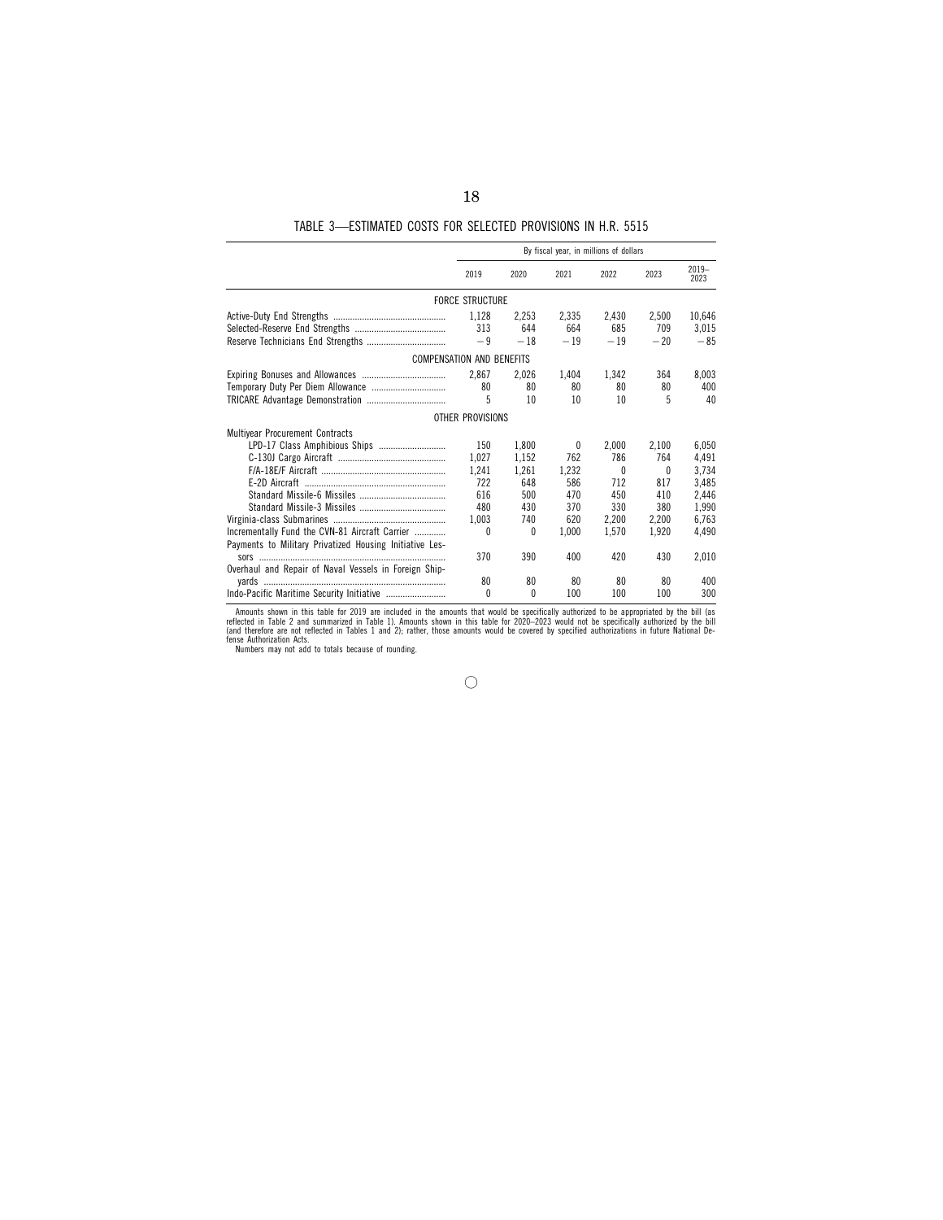TABLE 3—ESTIMATED COSTS FOR SELECTED PROVISIONS IN H.R. 5515

| | By fiscal year, in millions of dollars | | | | | |
|---|---|---|---|---|---|---|
| | 2019 | 2020 | 2021 | 2022 | 2023 | 2019–2023 |
| FORCE STRUCTURE | | | | | | |
| Active-Duty End Strengths | 1,128 | 2,253 | 2,335 | 2,430 | 2,500 | 10,646 |
| Selected-Reserve End Strengths | 313 | 644 | 664 | 685 | 709 | 3,015 |
| Reserve Technicians End Strengths | −9 | −18 | −19 | −19 | −20 | −85 |
| COMPENSATION AND BENEFITS | | | | | | |
| Expiring Bonuses and Allowances | 2,867 | 2,026 | 1,404 | 1,342 | 364 | 8,003 |
| Temporary Duty Per Diem Allowance | 80 | 80 | 80 | 80 | 80 | 400 |
| TRICARE Advantage Demonstration | 5 | 10 | 10 | 10 | 5 | 40 |
| OTHER PROVISIONS | | | | | | |
| Multiyear Procurement Contracts | | | | | | |
| LPD-17 Class Amphibious Ships | 150 | 1,800 | 0 | 2,000 | 2,100 | 6,050 |
| C-130J Cargo Aircraft | 1,027 | 1,152 | 762 | 786 | 764 | 4,491 |
| F/A-18E/F Aircraft | 1,241 | 1,261 | 1,232 | 0 | 0 | 3,734 |
| E-2D Aircraft | 722 | 648 | 586 | 712 | 817 | 3,485 |
| Standard Missile-6 Missiles | 616 | 500 | 470 | 450 | 410 | 2,446 |
| Standard Missile-3 Missiles | 480 | 430 | 370 | 330 | 380 | 1,990 |
| Virginia-class Submarines | 1,003 | 740 | 620 | 2,200 | 2,200 | 6,763 |
| Incrementally Fund the CVN-81 Aircraft Carrier | 0 | 0 | 1,000 | 1,570 | 1,920 | 4,490 |
| Payments to Military Privatized Housing Initiative Lessors | 370 | 390 | 400 | 420 | 430 | 2,010 |
| Overhaul and Repair of Naval Vessels in Foreign Shipyards | 80 | 80 | 80 | 80 | 80 | 400 |
| Indo-Pacific Maritime Security Initiative | 0 | 0 | 100 | 100 | 100 | 300 |

Amounts shown in this table for 2019 are included in the amounts that would be specifically authorized to be appropriated by the bill (as reflected in Table 2 and summarized in Table 1). Amounts shown in this table for 2020–2023 would not be specifically authorized by the bill (and therefore are not reflected in Tables 1 and 2); rather, those amounts would be covered by specified authorizations in future National Defense Authorization Acts.

Numbers may not add to totals because of rounding.